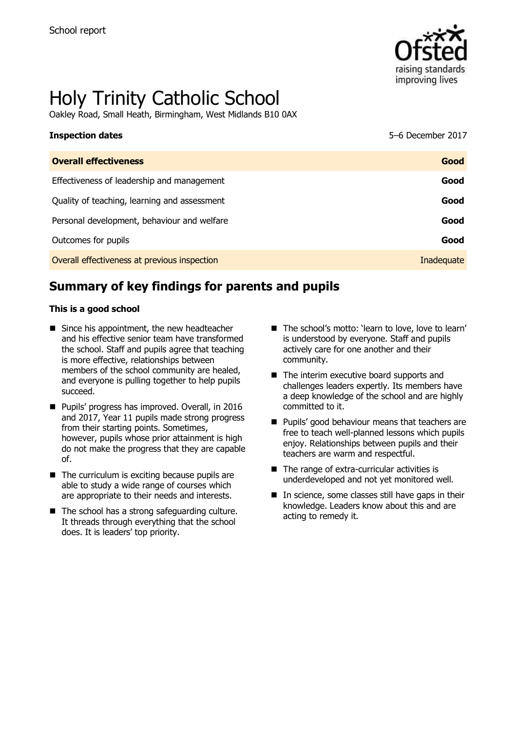School report

# Holy Trinity Catholic School

Oakley Road, Small Heath, Birmingham, West Midlands B10 0AX

**Inspection dates** 5–6 December 2017

| **Overall effectiveness** | **Good** |
|---|---|
| Effectiveness of leadership and management | **Good** |
| Quality of teaching, learning and assessment | **Good** |
| Personal development, behaviour and welfare | **Good** |
| Outcomes for pupils | **Good** |
| Overall effectiveness at previous inspection | Inadequate |

## Summary of key findings for parents and pupils

**This is a good school**

- Since his appointment, the new headteacher and his effective senior team have transformed the school. Staff and pupils agree that teaching is more effective, relationships between members of the school community are healed, and everyone is pulling together to help pupils succeed.
- Pupils' progress has improved. Overall, in 2016 and 2017, Year 11 pupils made strong progress from their starting points. Sometimes, however, pupils whose prior attainment is high do not make the progress that they are capable of.
- The curriculum is exciting because pupils are able to study a wide range of courses which are appropriate to their needs and interests.
- The school has a strong safeguarding culture. It threads through everything that the school does. It is leaders' top priority.
- The school's motto: 'learn to love, love to learn' is understood by everyone. Staff and pupils actively care for one another and their community.
- The interim executive board supports and challenges leaders expertly. Its members have a deep knowledge of the school and are highly committed to it.
- Pupils' good behaviour means that teachers are free to teach well-planned lessons which pupils enjoy. Relationships between pupils and their teachers are warm and respectful.
- The range of extra-curricular activities is underdeveloped and not yet monitored well.
- In science, some classes still have gaps in their knowledge. Leaders know about this and are acting to remedy it.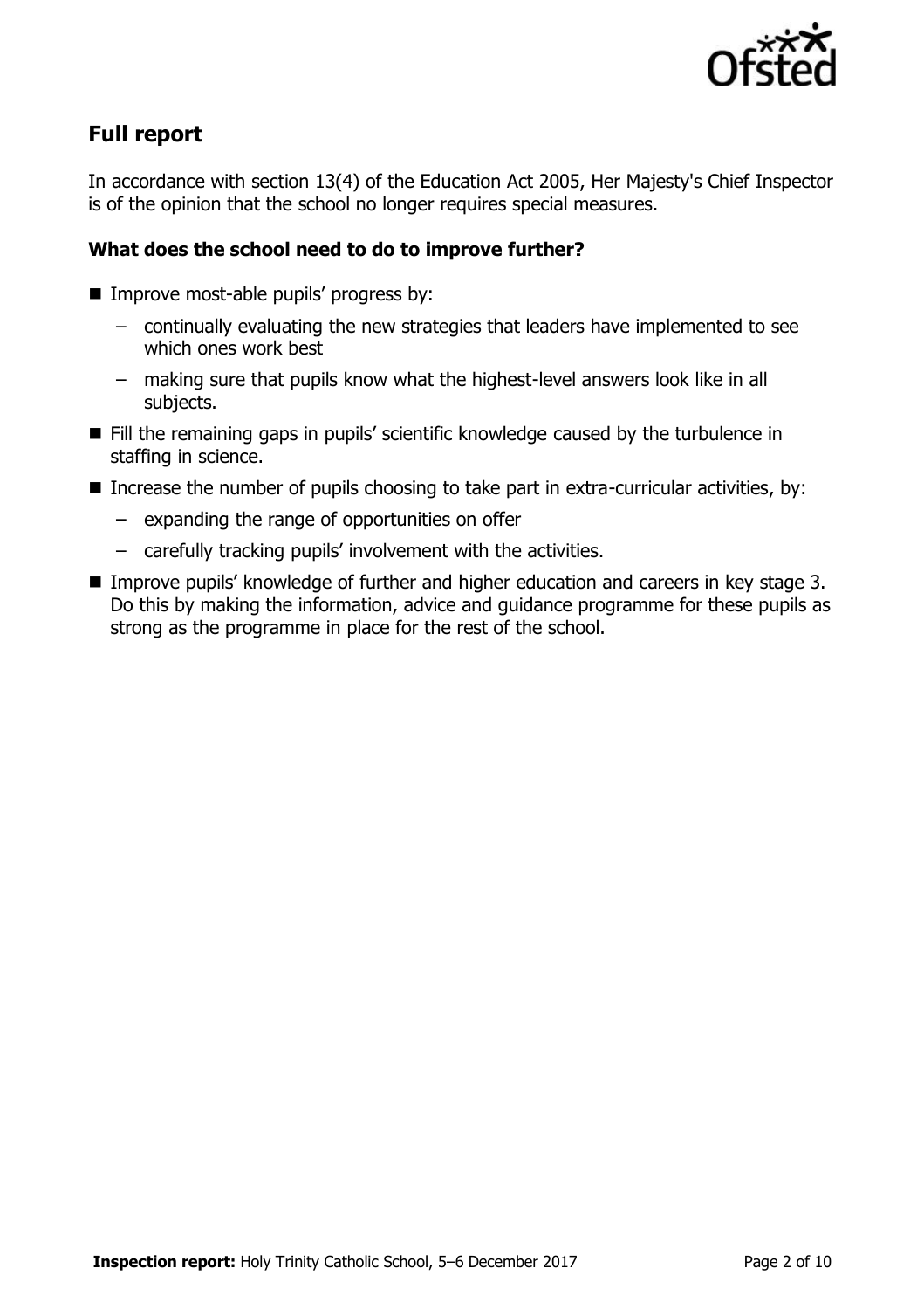## Full report

In accordance with section 13(4) of the Education Act 2005, Her Majesty's Chief Inspector is of the opinion that the school no longer requires special measures.

### What does the school need to do to improve further?

- Improve most-able pupils' progress by:
  - continually evaluating the new strategies that leaders have implemented to see which ones work best
  - making sure that pupils know what the highest-level answers look like in all subjects.
- Fill the remaining gaps in pupils' scientific knowledge caused by the turbulence in staffing in science.
- Increase the number of pupils choosing to take part in extra-curricular activities, by:
  - expanding the range of opportunities on offer
  - carefully tracking pupils' involvement with the activities.
- Improve pupils' knowledge of further and higher education and careers in key stage 3. Do this by making the information, advice and guidance programme for these pupils as strong as the programme in place for the rest of the school.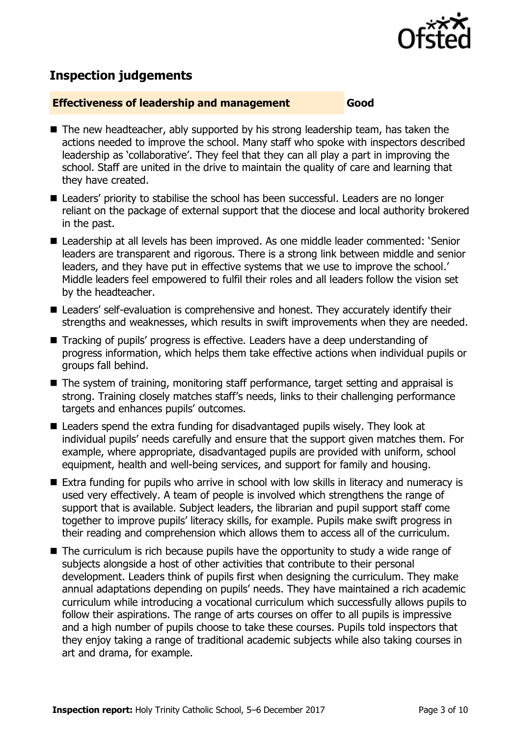## Inspection judgements

**Effectiveness of leadership and management** **Good**

- The new headteacher, ably supported by his strong leadership team, has taken the actions needed to improve the school. Many staff who spoke with inspectors described leadership as 'collaborative'. They feel that they can all play a part in improving the school. Staff are united in the drive to maintain the quality of care and learning that they have created.
- Leaders' priority to stabilise the school has been successful. Leaders are no longer reliant on the package of external support that the diocese and local authority brokered in the past.
- Leadership at all levels has been improved. As one middle leader commented: 'Senior leaders are transparent and rigorous. There is a strong link between middle and senior leaders, and they have put in effective systems that we use to improve the school.' Middle leaders feel empowered to fulfil their roles and all leaders follow the vision set by the headteacher.
- Leaders' self-evaluation is comprehensive and honest. They accurately identify their strengths and weaknesses, which results in swift improvements when they are needed.
- Tracking of pupils' progress is effective. Leaders have a deep understanding of progress information, which helps them take effective actions when individual pupils or groups fall behind.
- The system of training, monitoring staff performance, target setting and appraisal is strong. Training closely matches staff's needs, links to their challenging performance targets and enhances pupils' outcomes.
- Leaders spend the extra funding for disadvantaged pupils wisely. They look at individual pupils' needs carefully and ensure that the support given matches them. For example, where appropriate, disadvantaged pupils are provided with uniform, school equipment, health and well-being services, and support for family and housing.
- Extra funding for pupils who arrive in school with low skills in literacy and numeracy is used very effectively. A team of people is involved which strengthens the range of support that is available. Subject leaders, the librarian and pupil support staff come together to improve pupils' literacy skills, for example. Pupils make swift progress in their reading and comprehension which allows them to access all of the curriculum.
- The curriculum is rich because pupils have the opportunity to study a wide range of subjects alongside a host of other activities that contribute to their personal development. Leaders think of pupils first when designing the curriculum. They make annual adaptations depending on pupils' needs. They have maintained a rich academic curriculum while introducing a vocational curriculum which successfully allows pupils to follow their aspirations. The range of arts courses on offer to all pupils is impressive and a high number of pupils choose to take these courses. Pupils told inspectors that they enjoy taking a range of traditional academic subjects while also taking courses in art and drama, for example.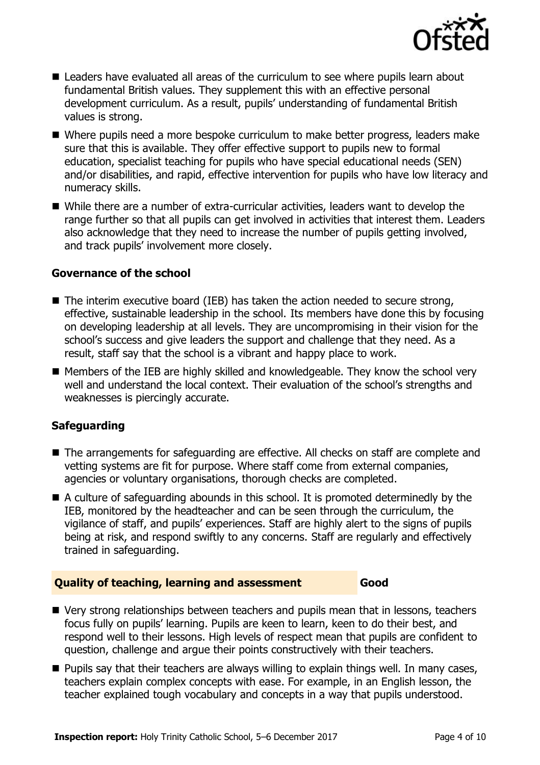- Leaders have evaluated all areas of the curriculum to see where pupils learn about fundamental British values. They supplement this with an effective personal development curriculum. As a result, pupils' understanding of fundamental British values is strong.
- Where pupils need a more bespoke curriculum to make better progress, leaders make sure that this is available. They offer effective support to pupils new to formal education, specialist teaching for pupils who have special educational needs (SEN) and/or disabilities, and rapid, effective intervention for pupils who have low literacy and numeracy skills.
- While there are a number of extra-curricular activities, leaders want to develop the range further so that all pupils can get involved in activities that interest them. Leaders also acknowledge that they need to increase the number of pupils getting involved, and track pupils' involvement more closely.

### Governance of the school

- The interim executive board (IEB) has taken the action needed to secure strong, effective, sustainable leadership in the school. Its members have done this by focusing on developing leadership at all levels. They are uncompromising in their vision for the school's success and give leaders the support and challenge that they need. As a result, staff say that the school is a vibrant and happy place to work.
- Members of the IEB are highly skilled and knowledgeable. They know the school very well and understand the local context. Their evaluation of the school's strengths and weaknesses is piercingly accurate.

### Safeguarding

- The arrangements for safeguarding are effective. All checks on staff are complete and vetting systems are fit for purpose. Where staff come from external companies, agencies or voluntary organisations, thorough checks are completed.
- A culture of safeguarding abounds in this school. It is promoted determinedly by the IEB, monitored by the headteacher and can be seen through the curriculum, the vigilance of staff, and pupils' experiences. Staff are highly alert to the signs of pupils being at risk, and respond swiftly to any concerns. Staff are regularly and effectively trained in safeguarding.

## Quality of teaching, learning and assessment — Good

- Very strong relationships between teachers and pupils mean that in lessons, teachers focus fully on pupils' learning. Pupils are keen to learn, keen to do their best, and respond well to their lessons. High levels of respect mean that pupils are confident to question, challenge and argue their points constructively with their teachers.
- Pupils say that their teachers are always willing to explain things well. In many cases, teachers explain complex concepts with ease. For example, in an English lesson, the teacher explained tough vocabulary and concepts in a way that pupils understood.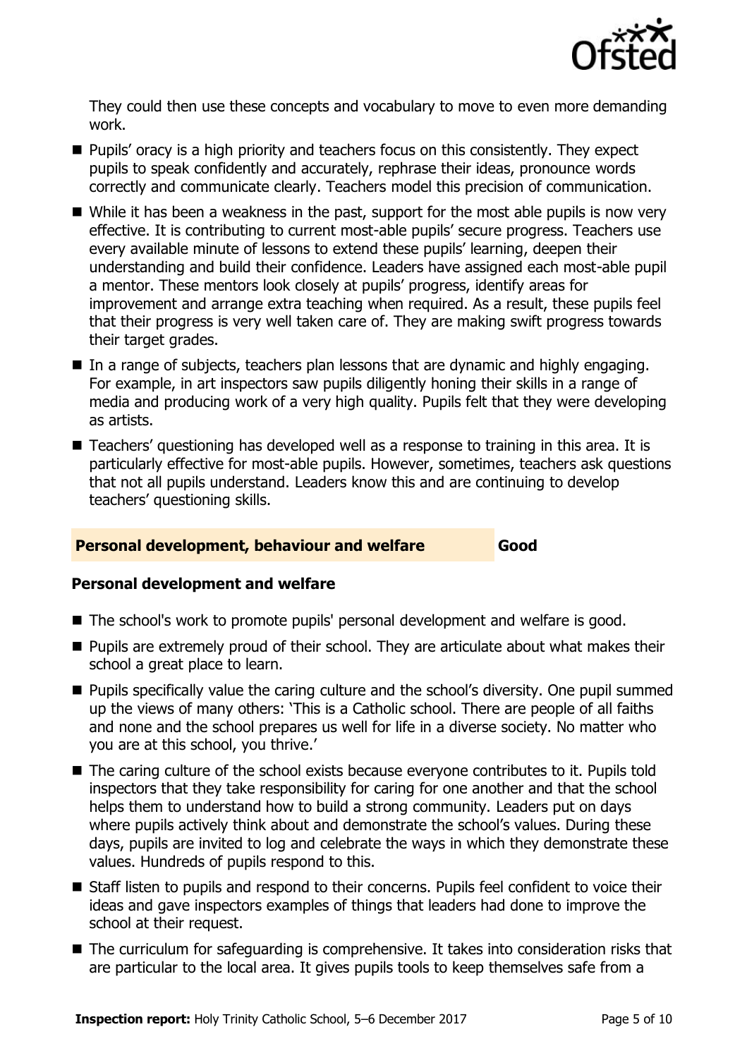They could then use these concepts and vocabulary to move to even more demanding work.

- Pupils' oracy is a high priority and teachers focus on this consistently. They expect pupils to speak confidently and accurately, rephrase their ideas, pronounce words correctly and communicate clearly. Teachers model this precision of communication.
- While it has been a weakness in the past, support for the most able pupils is now very effective. It is contributing to current most-able pupils' secure progress. Teachers use every available minute of lessons to extend these pupils' learning, deepen their understanding and build their confidence. Leaders have assigned each most-able pupil a mentor. These mentors look closely at pupils' progress, identify areas for improvement and arrange extra teaching when required. As a result, these pupils feel that their progress is very well taken care of. They are making swift progress towards their target grades.
- In a range of subjects, teachers plan lessons that are dynamic and highly engaging. For example, in art inspectors saw pupils diligently honing their skills in a range of media and producing work of a very high quality. Pupils felt that they were developing as artists.
- Teachers' questioning has developed well as a response to training in this area. It is particularly effective for most-able pupils. However, sometimes, teachers ask questions that not all pupils understand. Leaders know this and are continuing to develop teachers' questioning skills.

## Personal development, behaviour and welfare — Good

### Personal development and welfare

- The school's work to promote pupils' personal development and welfare is good.
- Pupils are extremely proud of their school. They are articulate about what makes their school a great place to learn.
- Pupils specifically value the caring culture and the school's diversity. One pupil summed up the views of many others: 'This is a Catholic school. There are people of all faiths and none and the school prepares us well for life in a diverse society. No matter who you are at this school, you thrive.'
- The caring culture of the school exists because everyone contributes to it. Pupils told inspectors that they take responsibility for caring for one another and that the school helps them to understand how to build a strong community. Leaders put on days where pupils actively think about and demonstrate the school's values. During these days, pupils are invited to log and celebrate the ways in which they demonstrate these values. Hundreds of pupils respond to this.
- Staff listen to pupils and respond to their concerns. Pupils feel confident to voice their ideas and gave inspectors examples of things that leaders had done to improve the school at their request.
- The curriculum for safeguarding is comprehensive. It takes into consideration risks that are particular to the local area. It gives pupils tools to keep themselves safe from a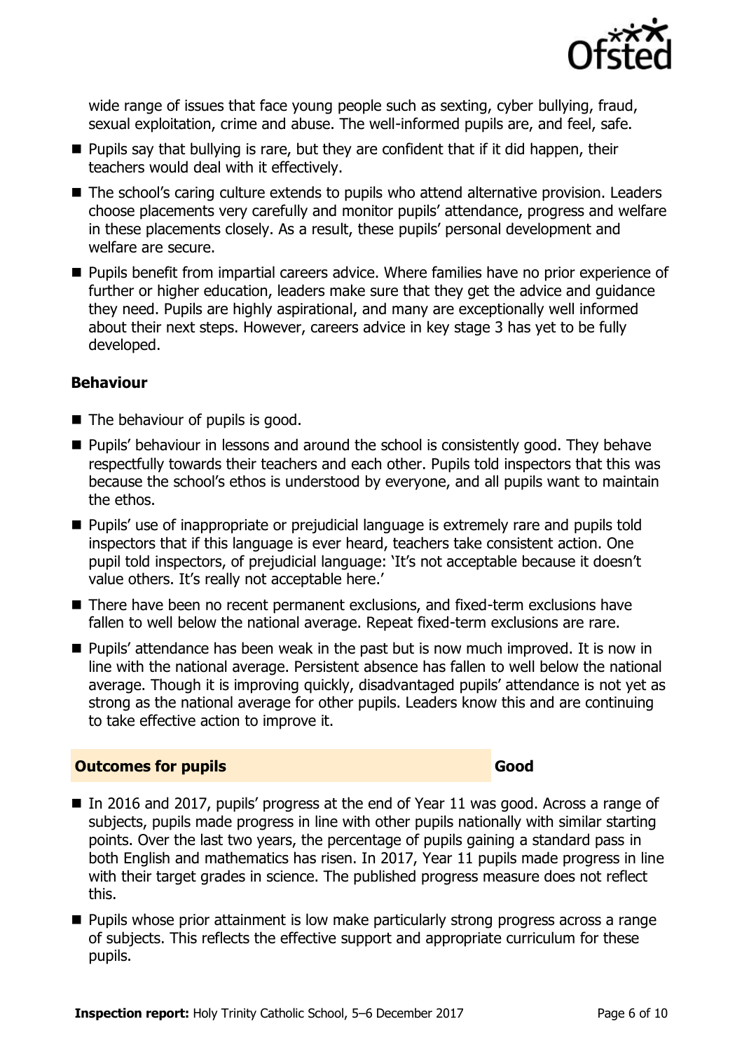wide range of issues that face young people such as sexting, cyber bullying, fraud, sexual exploitation, crime and abuse. The well-informed pupils are, and feel, safe.

- Pupils say that bullying is rare, but they are confident that if it did happen, their teachers would deal with it effectively.
- The school's caring culture extends to pupils who attend alternative provision. Leaders choose placements very carefully and monitor pupils' attendance, progress and welfare in these placements closely. As a result, these pupils' personal development and welfare are secure.
- Pupils benefit from impartial careers advice. Where families have no prior experience of further or higher education, leaders make sure that they get the advice and guidance they need. Pupils are highly aspirational, and many are exceptionally well informed about their next steps. However, careers advice in key stage 3 has yet to be fully developed.

### Behaviour

- The behaviour of pupils is good.
- Pupils' behaviour in lessons and around the school is consistently good. They behave respectfully towards their teachers and each other. Pupils told inspectors that this was because the school's ethos is understood by everyone, and all pupils want to maintain the ethos.
- Pupils' use of inappropriate or prejudicial language is extremely rare and pupils told inspectors that if this language is ever heard, teachers take consistent action. One pupil told inspectors, of prejudicial language: 'It's not acceptable because it doesn't value others. It's really not acceptable here.'
- There have been no recent permanent exclusions, and fixed-term exclusions have fallen to well below the national average. Repeat fixed-term exclusions are rare.
- Pupils' attendance has been weak in the past but is now much improved. It is now in line with the national average. Persistent absence has fallen to well below the national average. Though it is improving quickly, disadvantaged pupils' attendance is not yet as strong as the national average for other pupils. Leaders know this and are continuing to take effective action to improve it.

## Outcomes for pupils — Good

- In 2016 and 2017, pupils' progress at the end of Year 11 was good. Across a range of subjects, pupils made progress in line with other pupils nationally with similar starting points. Over the last two years, the percentage of pupils gaining a standard pass in both English and mathematics has risen. In 2017, Year 11 pupils made progress in line with their target grades in science. The published progress measure does not reflect this.
- Pupils whose prior attainment is low make particularly strong progress across a range of subjects. This reflects the effective support and appropriate curriculum for these pupils.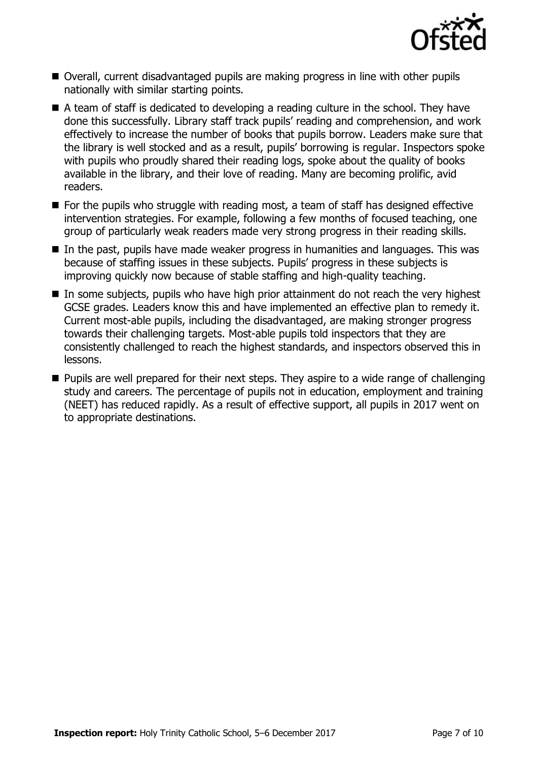- Overall, current disadvantaged pupils are making progress in line with other pupils nationally with similar starting points.
- A team of staff is dedicated to developing a reading culture in the school. They have done this successfully. Library staff track pupils' reading and comprehension, and work effectively to increase the number of books that pupils borrow. Leaders make sure that the library is well stocked and as a result, pupils' borrowing is regular. Inspectors spoke with pupils who proudly shared their reading logs, spoke about the quality of books available in the library, and their love of reading. Many are becoming prolific, avid readers.
- For the pupils who struggle with reading most, a team of staff has designed effective intervention strategies. For example, following a few months of focused teaching, one group of particularly weak readers made very strong progress in their reading skills.
- In the past, pupils have made weaker progress in humanities and languages. This was because of staffing issues in these subjects. Pupils' progress in these subjects is improving quickly now because of stable staffing and high-quality teaching.
- In some subjects, pupils who have high prior attainment do not reach the very highest GCSE grades. Leaders know this and have implemented an effective plan to remedy it. Current most-able pupils, including the disadvantaged, are making stronger progress towards their challenging targets. Most-able pupils told inspectors that they are consistently challenged to reach the highest standards, and inspectors observed this in lessons.
- Pupils are well prepared for their next steps. They aspire to a wide range of challenging study and careers. The percentage of pupils not in education, employment and training (NEET) has reduced rapidly. As a result of effective support, all pupils in 2017 went on to appropriate destinations.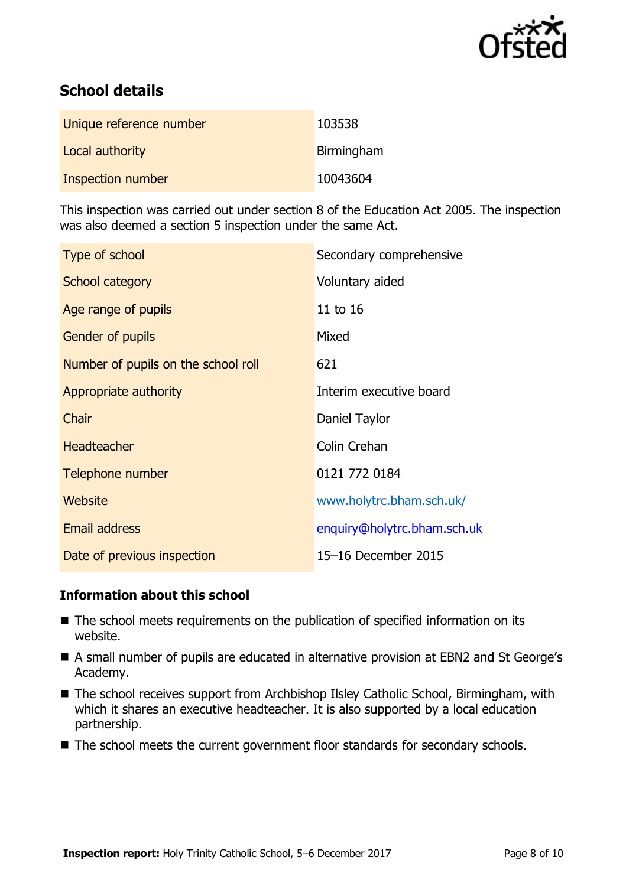## School details

| | |
|---|---|
| Unique reference number | 103538 |
| Local authority | Birmingham |
| Inspection number | 10043604 |

This inspection was carried out under section 8 of the Education Act 2005. The inspection was also deemed a section 5 inspection under the same Act.

| | |
|---|---|
| Type of school | Secondary comprehensive |
| School category | Voluntary aided |
| Age range of pupils | 11 to 16 |
| Gender of pupils | Mixed |
| Number of pupils on the school roll | 621 |
| Appropriate authority | Interim executive board |
| Chair | Daniel Taylor |
| Headteacher | Colin Crehan |
| Telephone number | 0121 772 0184 |
| Website | www.holytrc.bham.sch.uk/ |
| Email address | enquiry@holytrc.bham.sch.uk |
| Date of previous inspection | 15–16 December 2015 |

### Information about this school

- The school meets requirements on the publication of specified information on its website.
- A small number of pupils are educated in alternative provision at EBN2 and St George's Academy.
- The school receives support from Archbishop Ilsley Catholic School, Birmingham, with which it shares an executive headteacher. It is also supported by a local education partnership.
- The school meets the current government floor standards for secondary schools.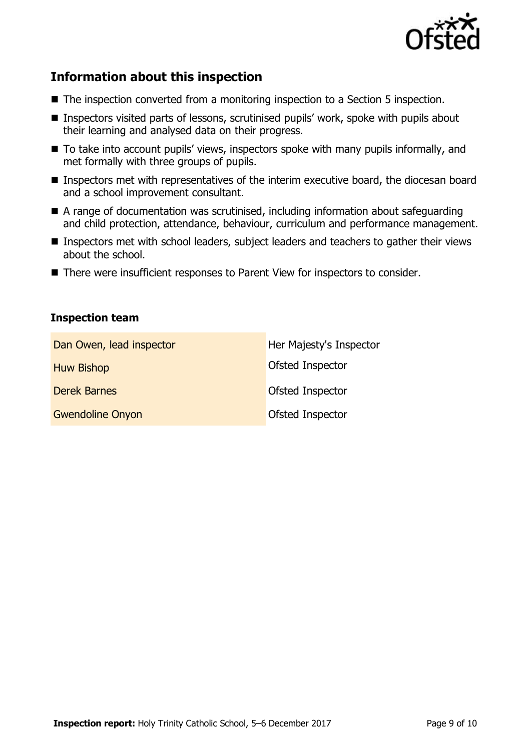## Information about this inspection

- The inspection converted from a monitoring inspection to a Section 5 inspection.
- Inspectors visited parts of lessons, scrutinised pupils' work, spoke with pupils about their learning and analysed data on their progress.
- To take into account pupils' views, inspectors spoke with many pupils informally, and met formally with three groups of pupils.
- Inspectors met with representatives of the interim executive board, the diocesan board and a school improvement consultant.
- A range of documentation was scrutinised, including information about safeguarding and child protection, attendance, behaviour, curriculum and performance management.
- Inspectors met with school leaders, subject leaders and teachers to gather their views about the school.
- There were insufficient responses to Parent View for inspectors to consider.

### Inspection team

| | |
|---|---|
| Dan Owen, lead inspector | Her Majesty's Inspector |
| Huw Bishop | Ofsted Inspector |
| Derek Barnes | Ofsted Inspector |
| Gwendoline Onyon | Ofsted Inspector |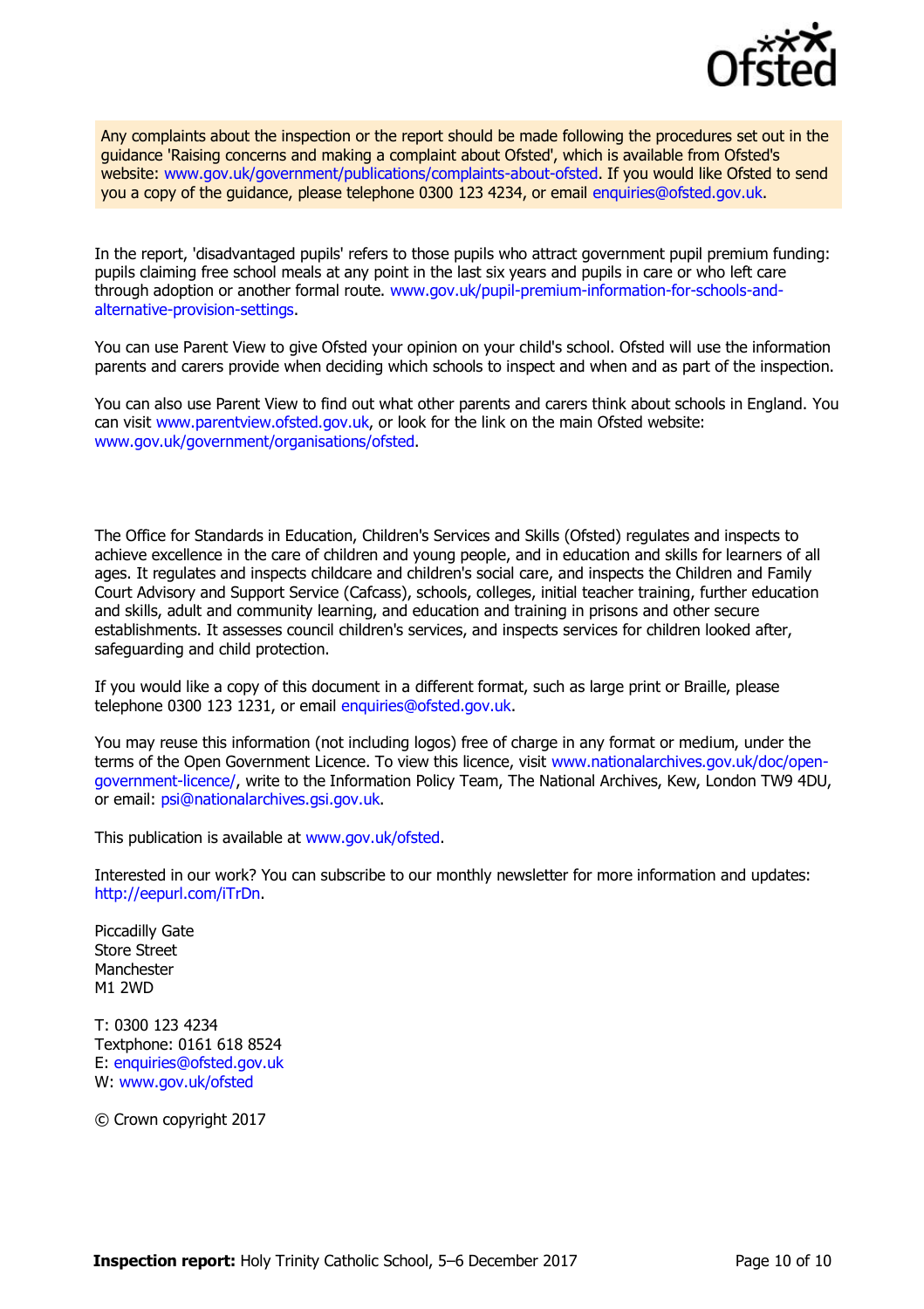Any complaints about the inspection or the report should be made following the procedures set out in the guidance 'Raising concerns and making a complaint about Ofsted', which is available from Ofsted's website: www.gov.uk/government/publications/complaints-about-ofsted. If you would like Ofsted to send you a copy of the guidance, please telephone 0300 123 4234, or email enquiries@ofsted.gov.uk.

In the report, 'disadvantaged pupils' refers to those pupils who attract government pupil premium funding: pupils claiming free school meals at any point in the last six years and pupils in care or who left care through adoption or another formal route. www.gov.uk/pupil-premium-information-for-schools-and-alternative-provision-settings.

You can use Parent View to give Ofsted your opinion on your child's school. Ofsted will use the information parents and carers provide when deciding which schools to inspect and when and as part of the inspection.

You can also use Parent View to find out what other parents and carers think about schools in England. You can visit www.parentview.ofsted.gov.uk, or look for the link on the main Ofsted website: www.gov.uk/government/organisations/ofsted.

The Office for Standards in Education, Children's Services and Skills (Ofsted) regulates and inspects to achieve excellence in the care of children and young people, and in education and skills for learners of all ages. It regulates and inspects childcare and children's social care, and inspects the Children and Family Court Advisory and Support Service (Cafcass), schools, colleges, initial teacher training, further education and skills, adult and community learning, and education and training in prisons and other secure establishments. It assesses council children's services, and inspects services for children looked after, safeguarding and child protection.

If you would like a copy of this document in a different format, such as large print or Braille, please telephone 0300 123 1231, or email enquiries@ofsted.gov.uk.

You may reuse this information (not including logos) free of charge in any format or medium, under the terms of the Open Government Licence. To view this licence, visit www.nationalarchives.gov.uk/doc/open-government-licence/, write to the Information Policy Team, The National Archives, Kew, London TW9 4DU, or email: psi@nationalarchives.gsi.gov.uk.

This publication is available at www.gov.uk/ofsted.

Interested in our work? You can subscribe to our monthly newsletter for more information and updates: http://eepurl.com/iTrDn.

Piccadilly Gate
Store Street
Manchester
M1 2WD

T: 0300 123 4234
Textphone: 0161 618 8524
E: enquiries@ofsted.gov.uk
W: www.gov.uk/ofsted

© Crown copyright 2017